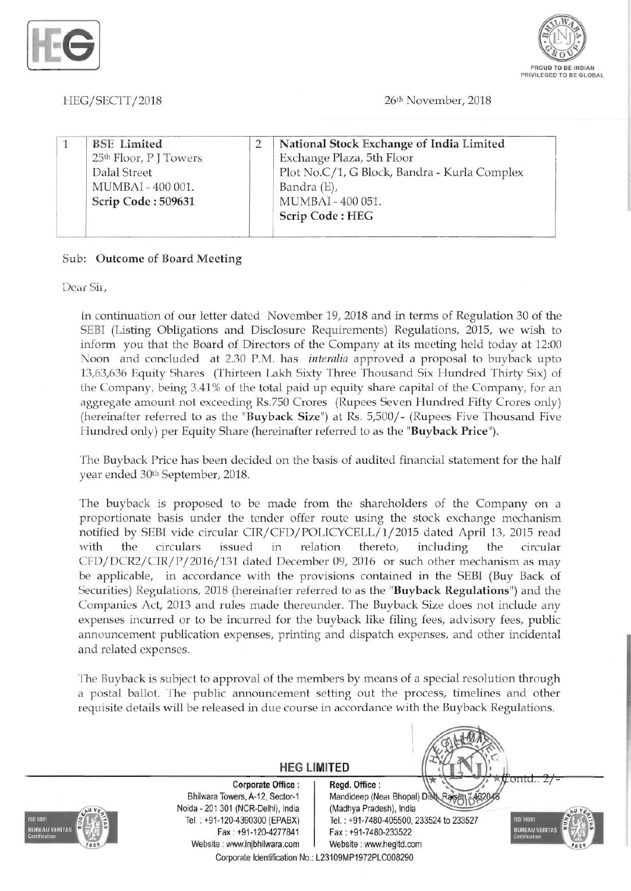HEG/SECTT/2018

26th November, 2018

| 1 | BSE Limited<br>25th Floor, P J Towers<br>Dalal Street<br>MUMBAI - 400 001.<br>**Scrip Code : 509631** | 2 | **National Stock Exchange of India Limited**<br>Exchange Plaza, 5th Floor<br>Plot No.C/1, G Block, Bandra - Kurla Complex<br>Bandra (E),<br>MUMBAI - 400 051.<br>**Scrip Code : HEG** |
|---|---|---|---|

Sub: **Outcome of Board Meeting**

Dear Sir,

In continuation of our letter dated November 19, 2018 and in terms of Regulation 30 of the SEBI (Listing Obligations and Disclosure Requirements) Regulations, 2015, we wish to inform you that the Board of Directors of the Company at its meeting held today at 12:00 Noon and concluded at 2.30 P.M. has *interalia* approved a proposal to buyback upto 13,63,636 Equity Shares (Thirteen Lakh Sixty Three Thousand Six Hundred Thirty Six) of the Company, being 3.41% of the total paid up equity share capital of the Company, for an aggregate amount not exceeding Rs.750 Crores (Rupees Seven Hundred Fifty Crores only) (hereinafter referred to as the "**Buyback Size**") at Rs. 5,500/- (Rupees Five Thousand Five Hundred only) per Equity Share (hereinafter referred to as the "**Buyback Price**").

The Buyback Price has been decided on the basis of audited financial statement for the half year ended 30th September, 2018.

The buyback is proposed to be made from the shareholders of the Company on a proportionate basis under the tender offer route using the stock exchange mechanism notified by SEBI vide circular CIR/CFD/POLICYCELL/1/2015 dated April 13, 2015 read with the circulars issued in relation thereto, including the circular CFD/DCR2/CIR/P/2016/131 dated December 09, 2016 or such other mechanism as may be applicable, in accordance with the provisions contained in the SEBI (Buy Back of Securities) Regulations, 2018 (hereinafter referred to as the "**Buyback Regulations**") and the Companies Act, 2013 and rules made thereunder. The Buyback Size does not include any expenses incurred or to be incurred for the buyback like filing fees, advisory fees, public announcement publication expenses, printing and dispatch expenses, and other incidental and related expenses.

The Buyback is subject to approval of the members by means of a special resolution through a postal ballot. The public announcement setting out the process, timelines and other requisite details will be released in due course in accordance with the Buyback Regulations.

Contd.. 2/-

**HEG LIMITED**

**Corporate Office :** Bhilwara Towers, A-12, Sector-1 Noida - 201 301 (NCR-Delhi), India Tel : +91-120-4390300 (EPABX) Fax : +91-120-4277841 Website : www.lnjbhilwara.com

**Regd. Office :** Mandideep (Near Bhopal) Distt. Raisen - 462046 (Madhya Pradesh), India Tel. : +91-7480-405500, 233524 to 233527 Fax : +91-7480-233522 Website : www.hegltd.com

Corporate Identification No.: L23109MP1972PLC008290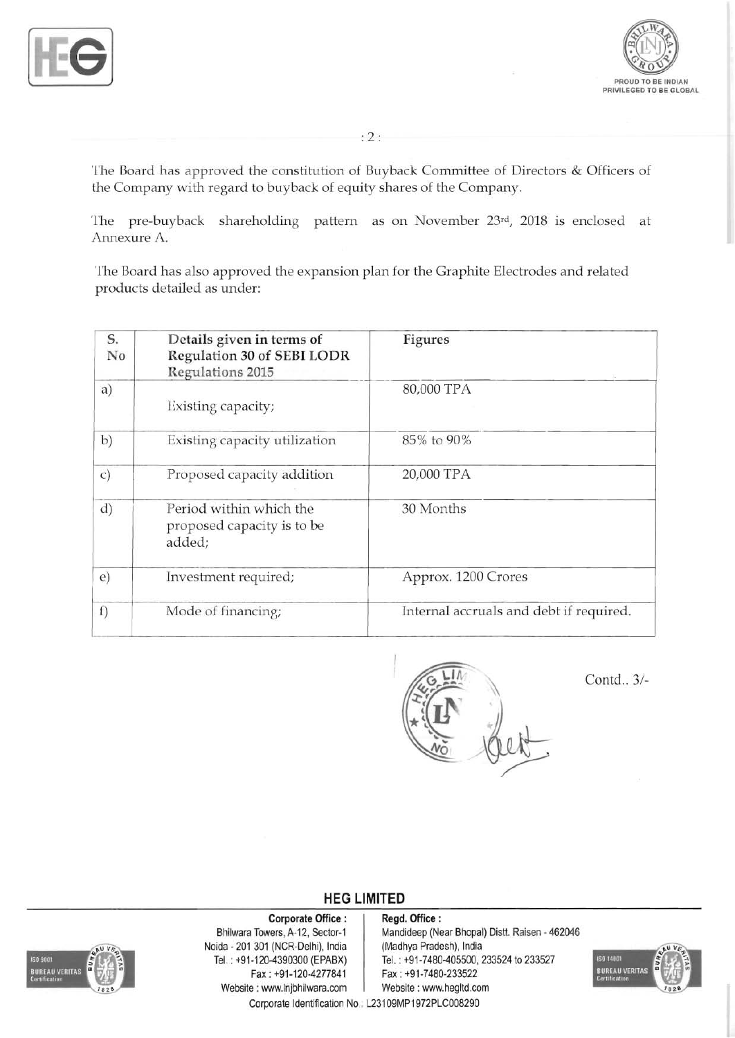The Board has approved the constitution of Buyback Committee of Directors & Officers of the Company with regard to buyback of equity shares of the Company.

The pre-buyback shareholding pattern as on November 23rd, 2018 is enclosed at Annexure A.

The Board has also approved the expansion plan for the Graphite Electrodes and related products detailed as under:

| S. No | Details given in terms of Regulation 30 of SEBI LODR Regulations 2015 | Figures |
|---|---|---|
| a) | Existing capacity; | 80,000 TPA |
| b) | Existing capacity utilization | 85% to 90% |
| c) | Proposed capacity addition | 20,000 TPA |
| d) | Period within which the proposed capacity is to be added; | 30 Months |
| e) | Investment required; | Approx. 1200 Crores |
| f) | Mode of financing; | Internal accruals and debt if required. |

Contd.. 3/-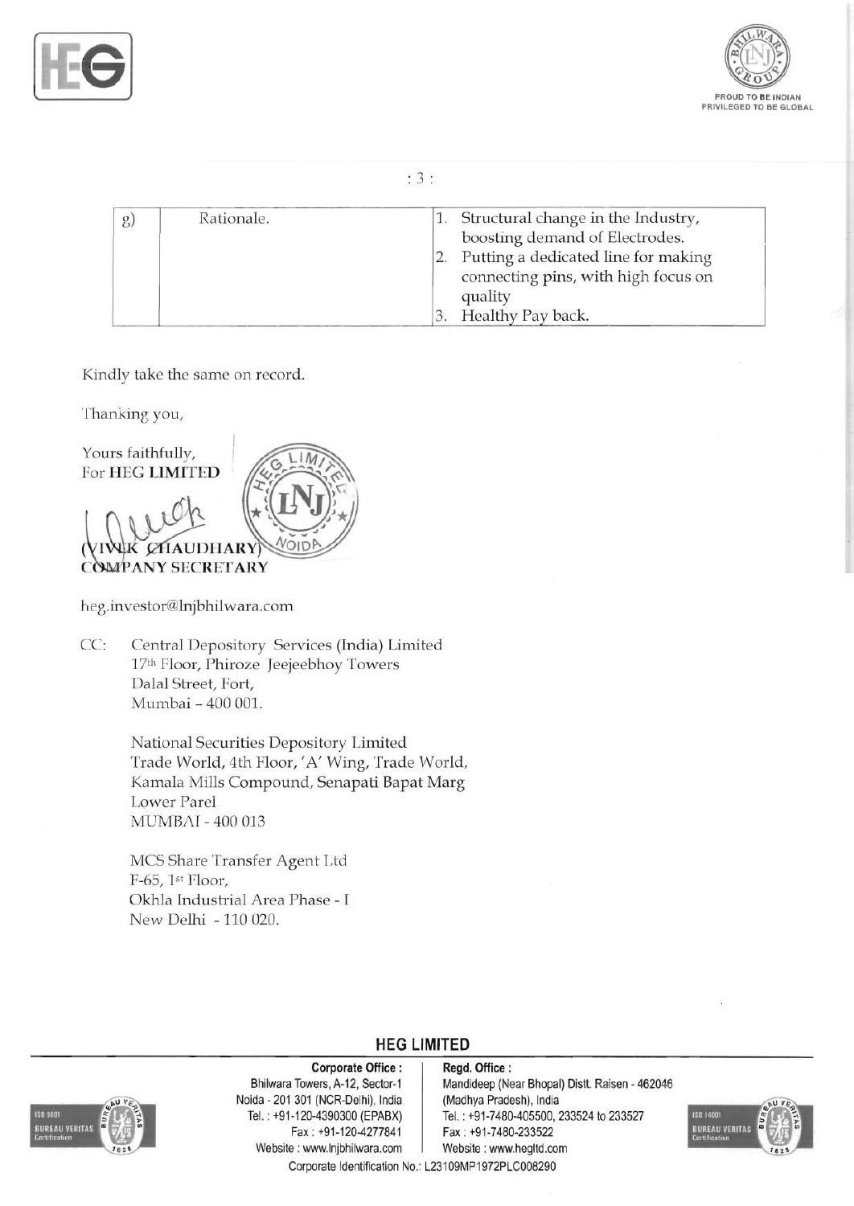| g) | Rationale. | 1. Structural change in the Industry, boosting demand of Electrodes.<br>2. Putting a dedicated line for making connecting pins, with high focus on quality<br>3. Healthy Pay back. |
|---|---|---|

Kindly take the same on record.

Thanking you,

Yours faithfully,
For **HEG LIMITED**

**(VIVEK CHAUDHARY)**
**COMPANY SECRETARY**

heg.investor@lnjbhilwara.com

CC: Central Depository Services (India) Limited
17th Floor, Phiroze Jeejeebhoy Towers
Dalal Street, Fort,
Mumbai – 400 001.

National Securities Depository Limited
Trade World, 4th Floor, 'A' Wing, Trade World,
Kamala Mills Compound, Senapati Bapat Marg
Lower Parel
MUMBAI - 400 013

MCS Share Transfer Agent Ltd
F-65, 1st Floor,
Okhla Industrial Area Phase - I
New Delhi - 110 020.

**HEG LIMITED**

**Corporate Office :**
Bhilwara Towers, A-12, Sector-1
Noida - 201 301 (NCR-Delhi), India
Tel. : +91-120-4390300 (EPABX)
Fax : +91-120-4277841
Website : www.lnjbhilwara.com

**Regd. Office :**
Mandideep (Near Bhopal) Distt. Raisen - 462046
(Madhya Pradesh), India
Tel. : +91-7480-405500, 233524 to 233527
Fax : +91-7480-233522
Website : www.hegltd.com

Corporate Identification No.: L23109MP1972PLC008290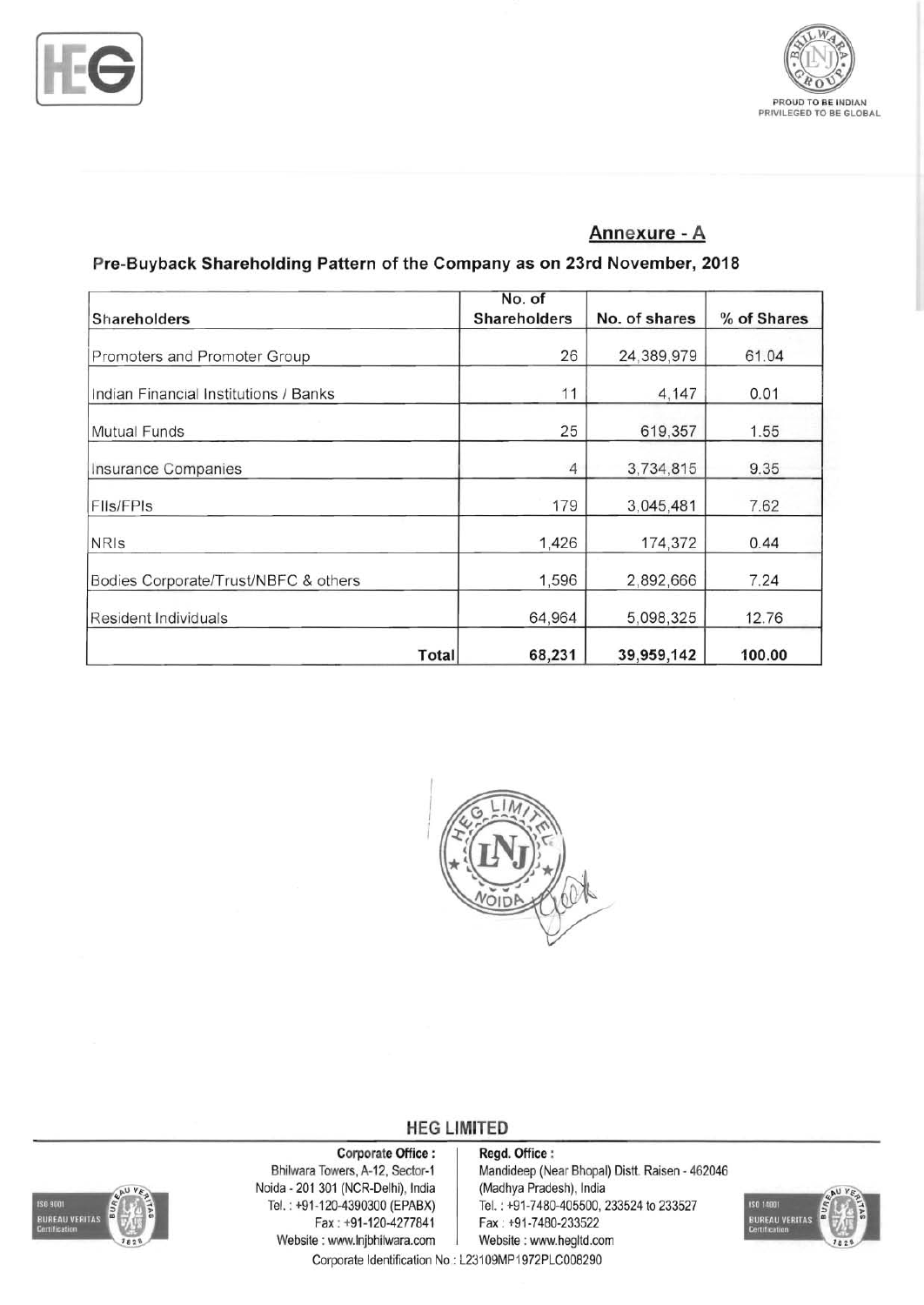## Annexure - A

### Pre-Buyback Shareholding Pattern of the Company as on 23rd November, 2018

| Shareholders | No. of Shareholders | No. of shares | % of Shares |
|---|---|---|---|
| Promoters and Promoter Group | 26 | 24,389,979 | 61.04 |
| Indian Financial Institutions / Banks | 11 | 4,147 | 0.01 |
| Mutual Funds | 25 | 619,357 | 1.55 |
| Insurance Companies | 4 | 3,734,815 | 9.35 |
| FIIs/FPIs | 179 | 3,045,481 | 7.62 |
| NRIs | 1,426 | 174,372 | 0.44 |
| Bodies Corporate/Trust/NBFC & others | 1,596 | 2,892,666 | 7.24 |
| Resident Individuals | 64,964 | 5,098,325 | 12.76 |
| **Total** | **68,231** | **39,959,142** | **100.00** |

**HEG LIMITED**

**Corporate Office :** Bhilwara Towers, A-12, Sector-1, Noida - 201 301 (NCR-Delhi), India, Tel. : +91-120-4390300 (EPABX), Fax : +91-120-4277841, Website : www.lnjbhilwara.com

**Regd. Office :** Mandideep (Near Bhopal) Distt. Raisen - 462046 (Madhya Pradesh), India, Tel. : +91-7480-405500, 233524 to 233527, Fax : +91-7480-233522, Website : www.hegltd.com

Corporate Identification No : L23109MP1972PLC008290